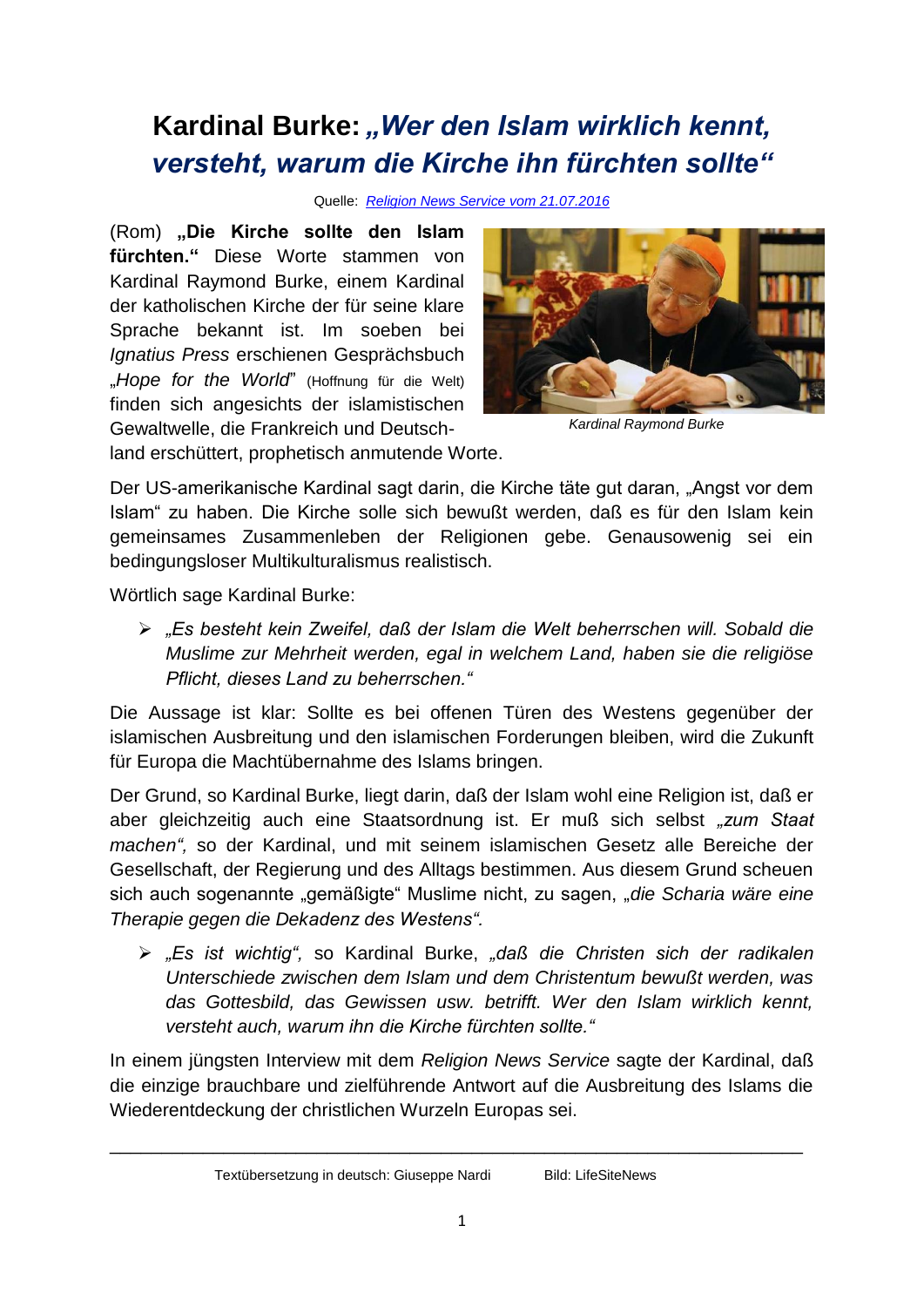# Kardinal Burke: *„Wer den Islam wirklich kennt, versteht, warum die Kirche ihn fürchten sollte“*

Quelle: *Religion News Service vom 21.07.2016*

(Rom) **„Die Kirche sollte den Islam fürchten.“** Diese Worte stammen von Kardinal Raymond Burke, einem Kardinal der katholischen Kirche der für seine klare Sprache bekannt ist. Im soeben bei *Ignatius Press* erschienen Gesprächsbuch *„Hope for the World“* (Hoffnung für die Welt) finden sich angesichts der islamistischen Gewaltwelle, die Frankreich und Deutschland erschüttert, prophetisch anmutende Worte.

*Kardinal Raymond Burke*

Der US-amerikanische Kardinal sagt darin, die Kirche täte gut daran, „Angst vor dem Islam“ zu haben. Die Kirche solle sich bewußt werden, daß es für den Islam kein gemeinsames Zusammenleben der Religionen gebe. Genausowenig sei ein bedingungsloser Multikulturalismus realistisch.

Wörtlich sage Kardinal Burke:

- *„Es besteht kein Zweifel, daß der Islam die Welt beherrschen will. Sobald die Muslime zur Mehrheit werden, egal in welchem Land, haben sie die religiöse Pflicht, dieses Land zu beherrschen.“*

Die Aussage ist klar: Sollte es bei offenen Türen des Westens gegenüber der islamischen Ausbreitung und den islamischen Forderungen bleiben, wird die Zukunft für Europa die Machtübernahme des Islams bringen.

Der Grund, so Kardinal Burke, liegt darin, daß der Islam wohl eine Religion ist, daß er aber gleichzeitig auch eine Staatsordnung ist. Er muß sich selbst *„zum Staat machen“,* so der Kardinal, und mit seinem islamischen Gesetz alle Bereiche der Gesellschaft, der Regierung und des Alltags bestimmen. Aus diesem Grund scheuen sich auch sogenannte „gemäßigte“ Muslime nicht, zu sagen, *„die Scharia wäre eine Therapie gegen die Dekadenz des Westens“.*

- *„Es ist wichtig“,* so Kardinal Burke, *„daß die Christen sich der radikalen Unterschiede zwischen dem Islam und dem Christentum bewußt werden, was das Gottesbild, das Gewissen usw. betrifft. Wer den Islam wirklich kennt, versteht auch, warum ihn die Kirche fürchten sollte.“*

In einem jüngsten Interview mit dem *Religion News Service* sagte der Kardinal, daß die einzige brauchbare und zielführende Antwort auf die Ausbreitung des Islams die Wiederentdeckung der christlichen Wurzeln Europas sei.

---

Textübersetzung in deutsch: Giuseppe Nardi        Bild: LifeSiteNews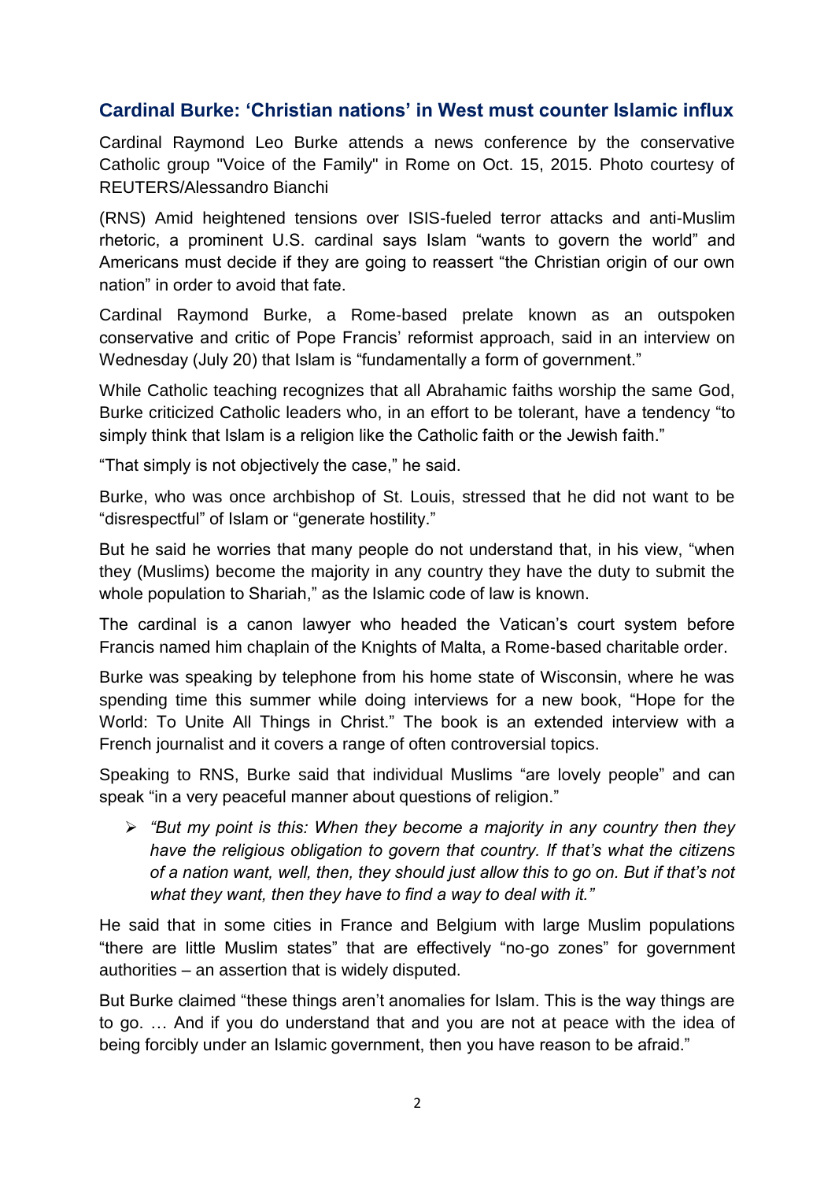## Cardinal Burke: 'Christian nations' in West must counter Islamic influx

Cardinal Raymond Leo Burke attends a news conference by the conservative Catholic group "Voice of the Family" in Rome on Oct. 15, 2015. Photo courtesy of REUTERS/Alessandro Bianchi

(RNS) Amid heightened tensions over ISIS-fueled terror attacks and anti-Muslim rhetoric, a prominent U.S. cardinal says Islam "wants to govern the world" and Americans must decide if they are going to reassert "the Christian origin of our own nation" in order to avoid that fate.

Cardinal Raymond Burke, a Rome-based prelate known as an outspoken conservative and critic of Pope Francis' reformist approach, said in an interview on Wednesday (July 20) that Islam is "fundamentally a form of government."

While Catholic teaching recognizes that all Abrahamic faiths worship the same God, Burke criticized Catholic leaders who, in an effort to be tolerant, have a tendency "to simply think that Islam is a religion like the Catholic faith or the Jewish faith."

"That simply is not objectively the case," he said.

Burke, who was once archbishop of St. Louis, stressed that he did not want to be "disrespectful" of Islam or "generate hostility."

But he said he worries that many people do not understand that, in his view, "when they (Muslims) become the majority in any country they have the duty to submit the whole population to Shariah," as the Islamic code of law is known.

The cardinal is a canon lawyer who headed the Vatican's court system before Francis named him chaplain of the Knights of Malta, a Rome-based charitable order.

Burke was speaking by telephone from his home state of Wisconsin, where he was spending time this summer while doing interviews for a new book, "Hope for the World: To Unite All Things in Christ." The book is an extended interview with a French journalist and it covers a range of often controversial topics.

Speaking to RNS, Burke said that individual Muslims "are lovely people" and can speak "in a very peaceful manner about questions of religion."

- *"But my point is this: When they become a majority in any country then they have the religious obligation to govern that country. If that's what the citizens of a nation want, well, then, they should just allow this to go on. But if that's not what they want, then they have to find a way to deal with it."*

He said that in some cities in France and Belgium with large Muslim populations "there are little Muslim states" that are effectively "no-go zones" for government authorities – an assertion that is widely disputed.

But Burke claimed "these things aren't anomalies for Islam. This is the way things are to go. … And if you do understand that and you are not at peace with the idea of being forcibly under an Islamic government, then you have reason to be afraid."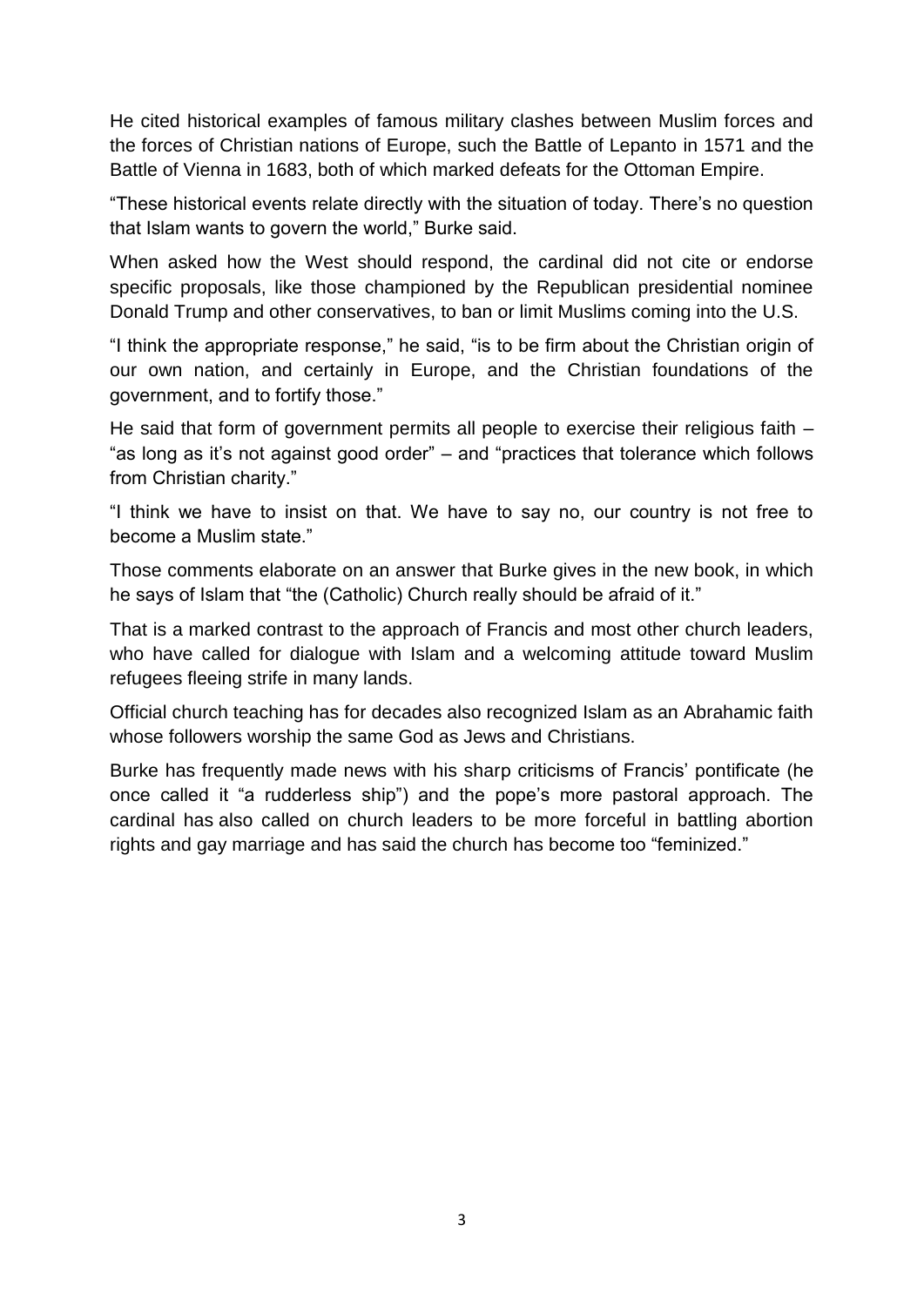He cited historical examples of famous military clashes between Muslim forces and the forces of Christian nations of Europe, such the Battle of Lepanto in 1571 and the Battle of Vienna in 1683, both of which marked defeats for the Ottoman Empire.

“These historical events relate directly with the situation of today. There’s no question that Islam wants to govern the world,” Burke said.

When asked how the West should respond, the cardinal did not cite or endorse specific proposals, like those championed by the Republican presidential nominee Donald Trump and other conservatives, to ban or limit Muslims coming into the U.S.

“I think the appropriate response,” he said, “is to be firm about the Christian origin of our own nation, and certainly in Europe, and the Christian foundations of the government, and to fortify those.”

He said that form of government permits all people to exercise their religious faith – “as long as it’s not against good order” – and “practices that tolerance which follows from Christian charity.”

“I think we have to insist on that. We have to say no, our country is not free to become a Muslim state.”

Those comments elaborate on an answer that Burke gives in the new book, in which he says of Islam that “the (Catholic) Church really should be afraid of it.”

That is a marked contrast to the approach of Francis and most other church leaders, who have called for dialogue with Islam and a welcoming attitude toward Muslim refugees fleeing strife in many lands.

Official church teaching has for decades also recognized Islam as an Abrahamic faith whose followers worship the same God as Jews and Christians.

Burke has frequently made news with his sharp criticisms of Francis’ pontificate (he once called it “a rudderless ship”) and the pope’s more pastoral approach. The cardinal has also called on church leaders to be more forceful in battling abortion rights and gay marriage and has said the church has become too “feminized.”